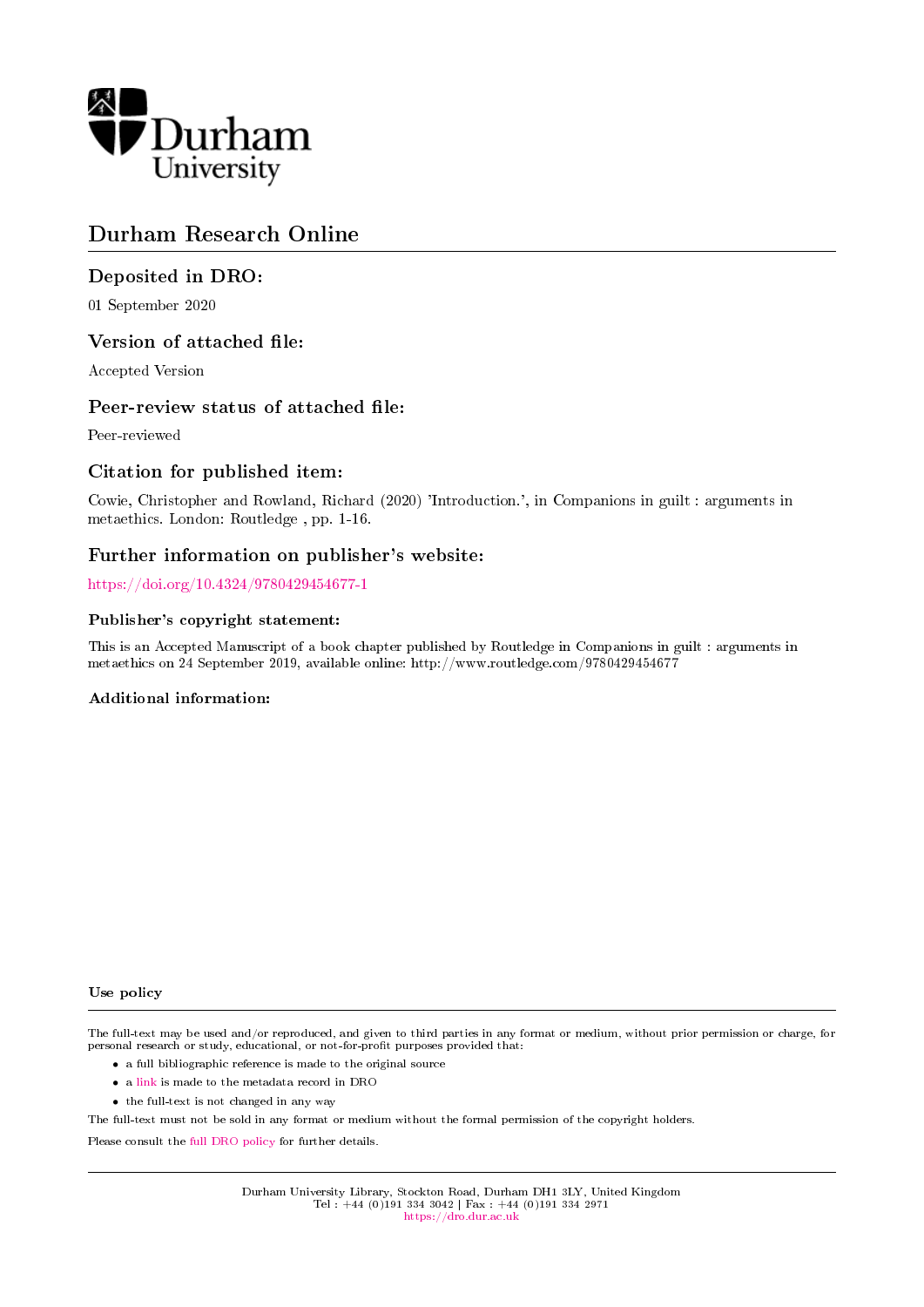Durham University

# Durham Research Online

## Deposited in DRO:

01 September 2020

## Version of attached file:

Accepted Version

## Peer-review status of attached file:

Peer-reviewed

## Citation for published item:

Cowie, Christopher and Rowland, Richard (2020) 'Introduction.', in Companions in guilt : arguments in metaethics. London: Routledge , pp. 1-16.

## Further information on publisher's website:

https://doi.org/10.4324/9780429454677-1

### Publisher's copyright statement:

This is an Accepted Manuscript of a book chapter published by Routledge in Companions in guilt : arguments in metaethics on 24 September 2019, available online: http://www.routledge.com/9780429454677

### Additional information:

### Use policy

The full-text may be used and/or reproduced, and given to third parties in any format or medium, without prior permission or charge, for personal research or study, educational, or not-for-profit purposes provided that:

- a full bibliographic reference is made to the original source
- a link is made to the metadata record in DRO
- the full-text is not changed in any way

The full-text must not be sold in any format or medium without the formal permission of the copyright holders.

Please consult the full DRO policy for further details.

Durham University Library, Stockton Road, Durham DH1 3LY, United Kingdom
Tel : +44 (0)191 334 3042 | Fax : +44 (0)191 334 2971
https://dro.dur.ac.uk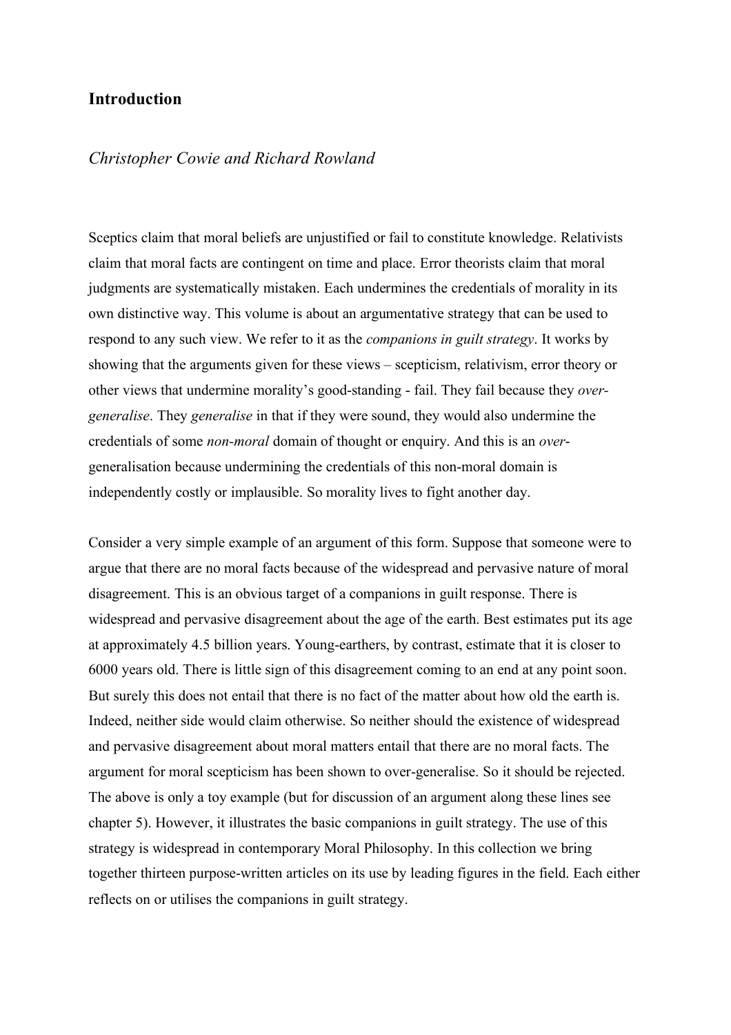## Introduction

*Christopher Cowie and Richard Rowland*

Sceptics claim that moral beliefs are unjustified or fail to constitute knowledge. Relativists claim that moral facts are contingent on time and place. Error theorists claim that moral judgments are systematically mistaken. Each undermines the credentials of morality in its own distinctive way. This volume is about an argumentative strategy that can be used to respond to any such view. We refer to it as the *companions in guilt strategy*. It works by showing that the arguments given for these views – scepticism, relativism, error theory or other views that undermine morality's good-standing - fail. They fail because they *over-generalise*. They *generalise* in that if they were sound, they would also undermine the credentials of some *non-moral* domain of thought or enquiry. And this is an *over*-generalisation because undermining the credentials of this non-moral domain is independently costly or implausible. So morality lives to fight another day.

Consider a very simple example of an argument of this form. Suppose that someone were to argue that there are no moral facts because of the widespread and pervasive nature of moral disagreement. This is an obvious target of a companions in guilt response. There is widespread and pervasive disagreement about the age of the earth. Best estimates put its age at approximately 4.5 billion years. Young-earthers, by contrast, estimate that it is closer to 6000 years old. There is little sign of this disagreement coming to an end at any point soon. But surely this does not entail that there is no fact of the matter about how old the earth is. Indeed, neither side would claim otherwise. So neither should the existence of widespread and pervasive disagreement about moral matters entail that there are no moral facts. The argument for moral scepticism has been shown to over-generalise. So it should be rejected. The above is only a toy example (but for discussion of an argument along these lines see chapter 5). However, it illustrates the basic companions in guilt strategy. The use of this strategy is widespread in contemporary Moral Philosophy. In this collection we bring together thirteen purpose-written articles on its use by leading figures in the field. Each either reflects on or utilises the companions in guilt strategy.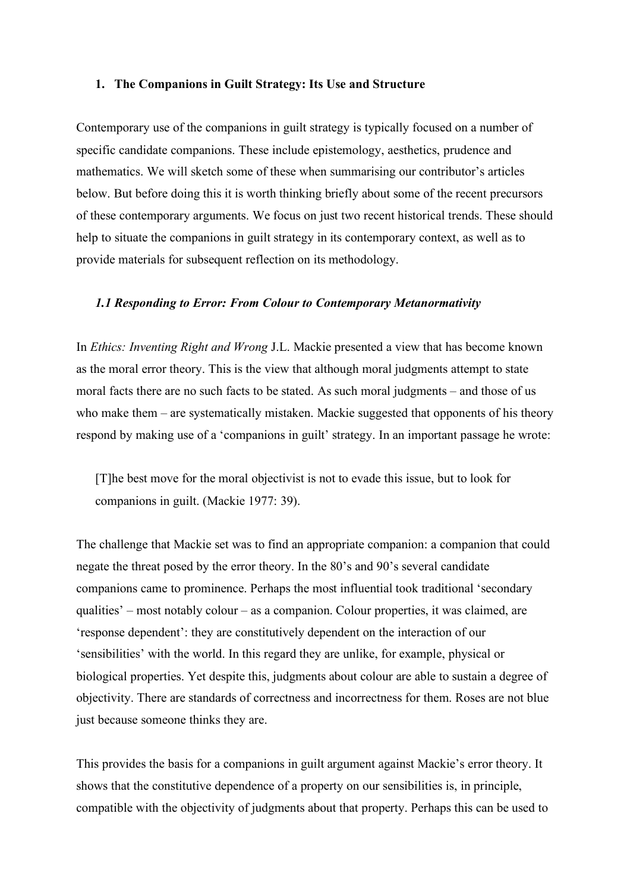## 1. The Companions in Guilt Strategy: Its Use and Structure

Contemporary use of the companions in guilt strategy is typically focused on a number of specific candidate companions. These include epistemology, aesthetics, prudence and mathematics. We will sketch some of these when summarising our contributor's articles below. But before doing this it is worth thinking briefly about some of the recent precursors of these contemporary arguments. We focus on just two recent historical trends. These should help to situate the companions in guilt strategy in its contemporary context, as well as to provide materials for subsequent reflection on its methodology.

### *1.1 Responding to Error: From Colour to Contemporary Metanormativity*

In *Ethics: Inventing Right and Wrong* J.L. Mackie presented a view that has become known as the moral error theory. This is the view that although moral judgments attempt to state moral facts there are no such facts to be stated. As such moral judgments – and those of us who make them – are systematically mistaken. Mackie suggested that opponents of his theory respond by making use of a 'companions in guilt' strategy. In an important passage he wrote:

> [T]he best move for the moral objectivist is not to evade this issue, but to look for companions in guilt. (Mackie 1977: 39).

The challenge that Mackie set was to find an appropriate companion: a companion that could negate the threat posed by the error theory. In the 80's and 90's several candidate companions came to prominence. Perhaps the most influential took traditional 'secondary qualities' – most notably colour – as a companion. Colour properties, it was claimed, are 'response dependent': they are constitutively dependent on the interaction of our 'sensibilities' with the world. In this regard they are unlike, for example, physical or biological properties. Yet despite this, judgments about colour are able to sustain a degree of objectivity. There are standards of correctness and incorrectness for them. Roses are not blue just because someone thinks they are.

This provides the basis for a companions in guilt argument against Mackie's error theory. It shows that the constitutive dependence of a property on our sensibilities is, in principle, compatible with the objectivity of judgments about that property. Perhaps this can be used to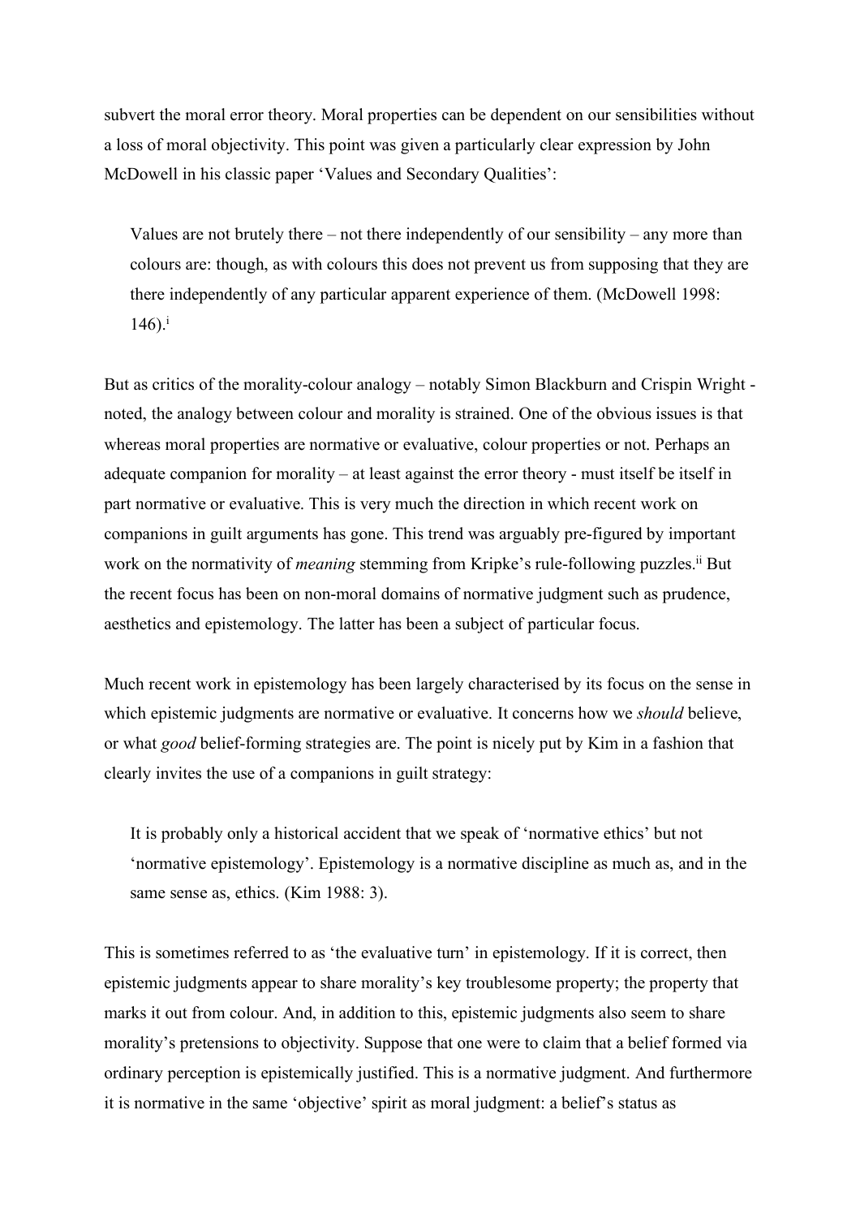subvert the moral error theory. Moral properties can be dependent on our sensibilities without a loss of moral objectivity. This point was given a particularly clear expression by John McDowell in his classic paper 'Values and Secondary Qualities':

> Values are not brutely there – not there independently of our sensibility – any more than colours are: though, as with colours this does not prevent us from supposing that they are there independently of any particular apparent experience of them. (McDowell 1998: 146).[i]

But as critics of the morality-colour analogy – notably Simon Blackburn and Crispin Wright - noted, the analogy between colour and morality is strained. One of the obvious issues is that whereas moral properties are normative or evaluative, colour properties or not. Perhaps an adequate companion for morality – at least against the error theory - must itself be itself in part normative or evaluative. This is very much the direction in which recent work on companions in guilt arguments has gone. This trend was arguably pre-figured by important work on the normativity of *meaning* stemming from Kripke's rule-following puzzles.[ii] But the recent focus has been on non-moral domains of normative judgment such as prudence, aesthetics and epistemology. The latter has been a subject of particular focus.

Much recent work in epistemology has been largely characterised by its focus on the sense in which epistemic judgments are normative or evaluative. It concerns how we *should* believe, or what *good* belief-forming strategies are. The point is nicely put by Kim in a fashion that clearly invites the use of a companions in guilt strategy:

> It is probably only a historical accident that we speak of 'normative ethics' but not 'normative epistemology'. Epistemology is a normative discipline as much as, and in the same sense as, ethics. (Kim 1988: 3).

This is sometimes referred to as 'the evaluative turn' in epistemology. If it is correct, then epistemic judgments appear to share morality's key troublesome property; the property that marks it out from colour. And, in addition to this, epistemic judgments also seem to share morality's pretensions to objectivity. Suppose that one were to claim that a belief formed via ordinary perception is epistemically justified. This is a normative judgment. And furthermore it is normative in the same 'objective' spirit as moral judgment: a belief's status as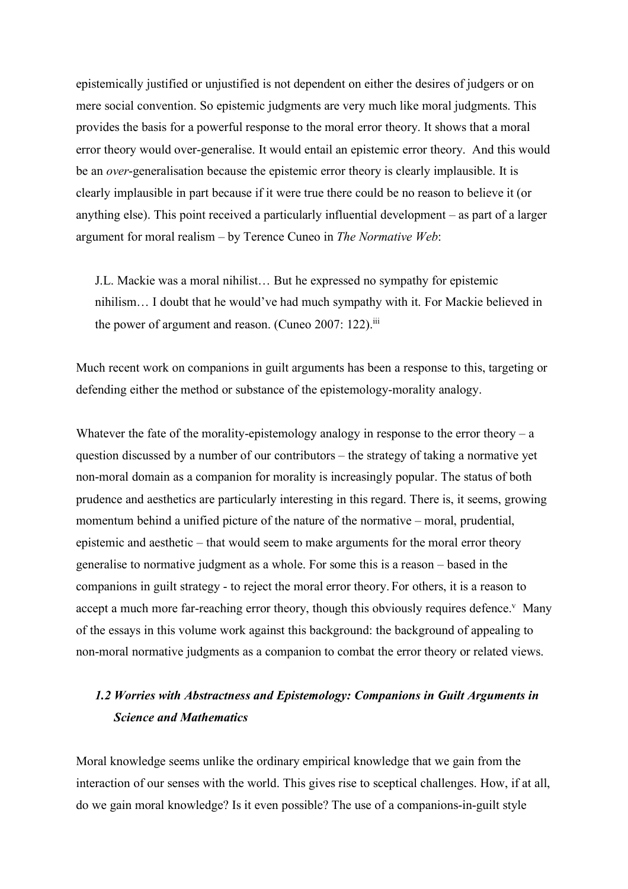epistemically justified or unjustified is not dependent on either the desires of judgers or on mere social convention. So epistemic judgments are very much like moral judgments. This provides the basis for a powerful response to the moral error theory. It shows that a moral error theory would over-generalise. It would entail an epistemic error theory. And this would be an *over*-generalisation because the epistemic error theory is clearly implausible. It is clearly implausible in part because if it were true there could be no reason to believe it (or anything else). This point received a particularly influential development – as part of a larger argument for moral realism – by Terence Cuneo in *The Normative Web*:

> J.L. Mackie was a moral nihilist… But he expressed no sympathy for epistemic nihilism… I doubt that he would've had much sympathy with it. For Mackie believed in the power of argument and reason. (Cuneo 2007: 122).[iii]

Much recent work on companions in guilt arguments has been a response to this, targeting or defending either the method or substance of the epistemology-morality analogy.

Whatever the fate of the morality-epistemology analogy in response to the error theory – a question discussed by a number of our contributors – the strategy of taking a normative yet non-moral domain as a companion for morality is increasingly popular. The status of both prudence and aesthetics are particularly interesting in this regard. There is, it seems, growing momentum behind a unified picture of the nature of the normative – moral, prudential, epistemic and aesthetic – that would seem to make arguments for the moral error theory generalise to normative judgment as a whole. For some this is a reason – based in the companions in guilt strategy - to reject the moral error theory. For others, it is a reason to accept a much more far-reaching error theory, though this obviously requires defence.[v] Many of the essays in this volume work against this background: the background of appealing to non-moral normative judgments as a companion to combat the error theory or related views.

### *1.2 Worries with Abstractness and Epistemology: Companions in Guilt Arguments in Science and Mathematics*

Moral knowledge seems unlike the ordinary empirical knowledge that we gain from the interaction of our senses with the world. This gives rise to sceptical challenges. How, if at all, do we gain moral knowledge? Is it even possible? The use of a companions-in-guilt style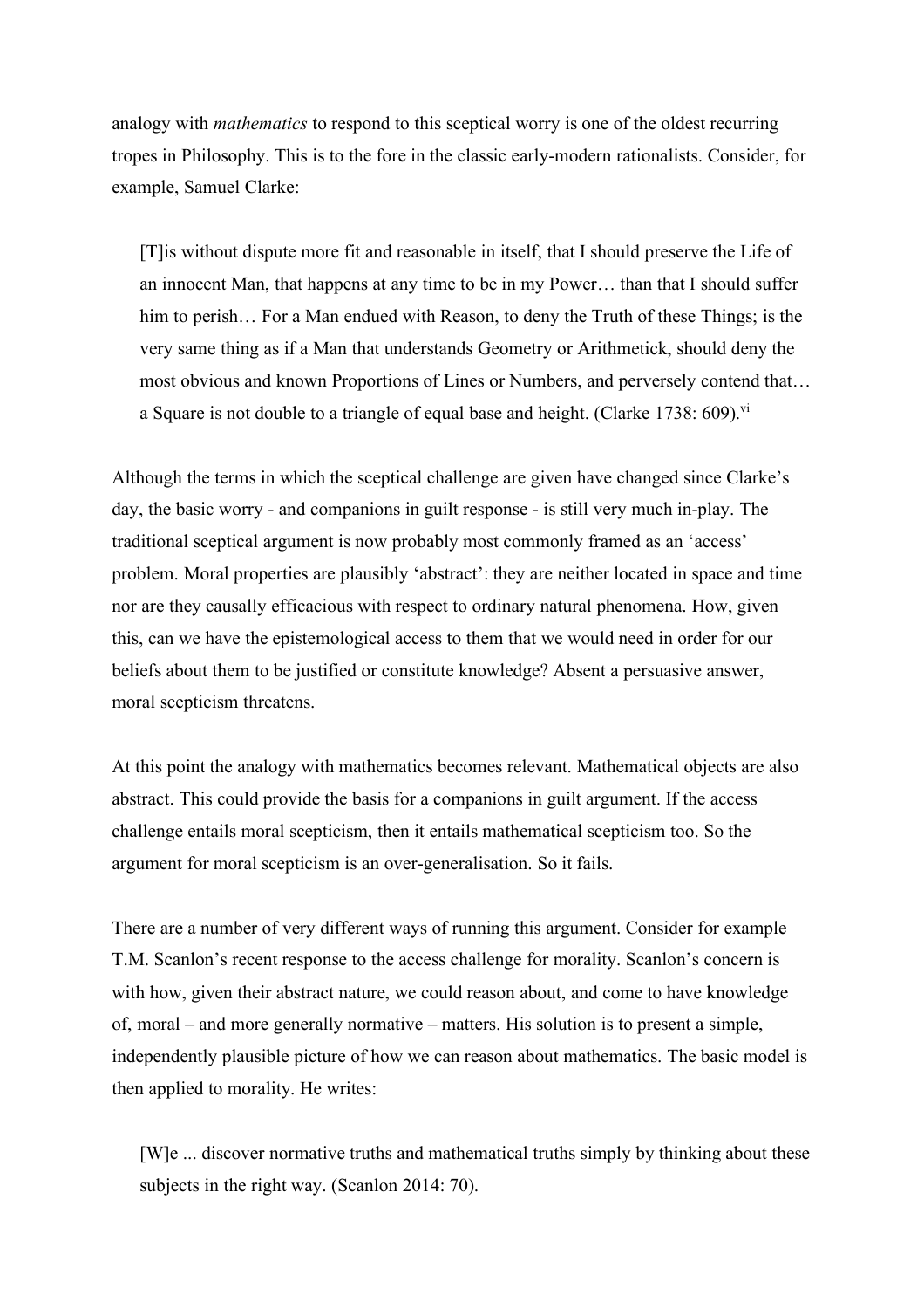analogy with *mathematics* to respond to this sceptical worry is one of the oldest recurring tropes in Philosophy. This is to the fore in the classic early-modern rationalists. Consider, for example, Samuel Clarke:

> [T]is without dispute more fit and reasonable in itself, that I should preserve the Life of an innocent Man, that happens at any time to be in my Power… than that I should suffer him to perish… For a Man endued with Reason, to deny the Truth of these Things; is the very same thing as if a Man that understands Geometry or Arithmetick, should deny the most obvious and known Proportions of Lines or Numbers, and perversely contend that… a Square is not double to a triangle of equal base and height. (Clarke 1738: 609).[vi]

Although the terms in which the sceptical challenge are given have changed since Clarke's day, the basic worry - and companions in guilt response - is still very much in-play. The traditional sceptical argument is now probably most commonly framed as an 'access' problem. Moral properties are plausibly 'abstract': they are neither located in space and time nor are they causally efficacious with respect to ordinary natural phenomena. How, given this, can we have the epistemological access to them that we would need in order for our beliefs about them to be justified or constitute knowledge? Absent a persuasive answer, moral scepticism threatens.

At this point the analogy with mathematics becomes relevant. Mathematical objects are also abstract. This could provide the basis for a companions in guilt argument. If the access challenge entails moral scepticism, then it entails mathematical scepticism too. So the argument for moral scepticism is an over-generalisation. So it fails.

There are a number of very different ways of running this argument. Consider for example T.M. Scanlon's recent response to the access challenge for morality. Scanlon's concern is with how, given their abstract nature, we could reason about, and come to have knowledge of, moral – and more generally normative – matters. His solution is to present a simple, independently plausible picture of how we can reason about mathematics. The basic model is then applied to morality. He writes:

> [W]e ... discover normative truths and mathematical truths simply by thinking about these subjects in the right way. (Scanlon 2014: 70).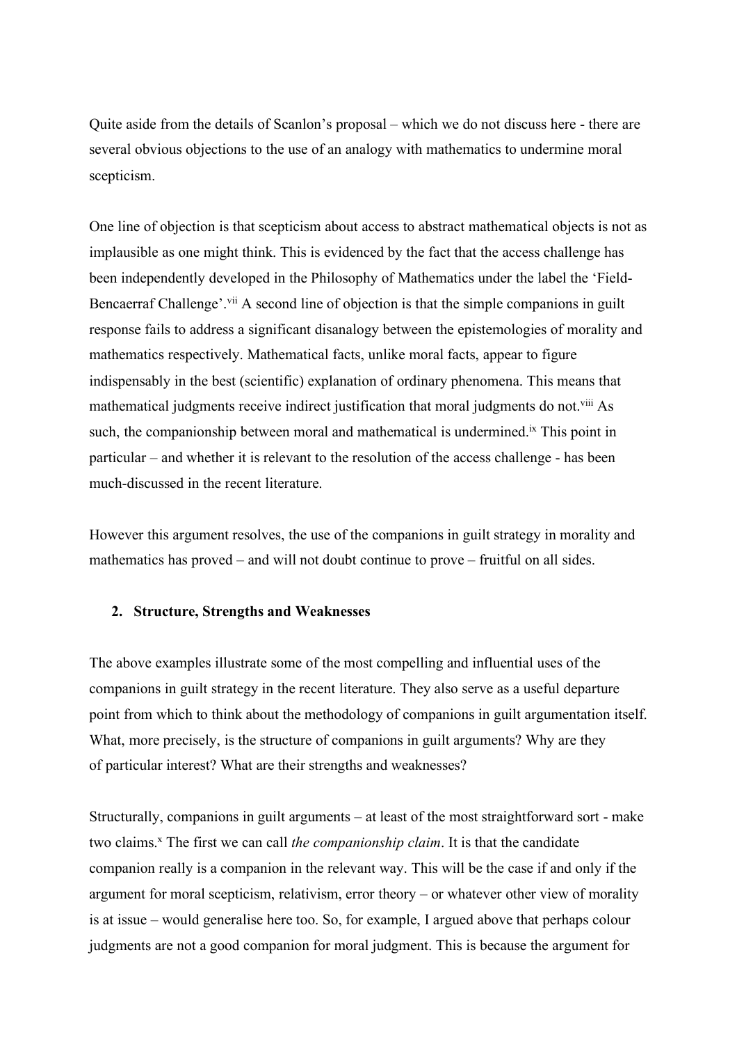Quite aside from the details of Scanlon's proposal – which we do not discuss here - there are several obvious objections to the use of an analogy with mathematics to undermine moral scepticism.

One line of objection is that scepticism about access to abstract mathematical objects is not as implausible as one might think. This is evidenced by the fact that the access challenge has been independently developed in the Philosophy of Mathematics under the label the 'Field-Bencaerraf Challenge'.[vii] A second line of objection is that the simple companions in guilt response fails to address a significant disanalogy between the epistemologies of morality and mathematics respectively. Mathematical facts, unlike moral facts, appear to figure indispensably in the best (scientific) explanation of ordinary phenomena. This means that mathematical judgments receive indirect justification that moral judgments do not.[viii] As such, the companionship between moral and mathematical is undermined.[ix] This point in particular – and whether it is relevant to the resolution of the access challenge - has been much-discussed in the recent literature.

However this argument resolves, the use of the companions in guilt strategy in morality and mathematics has proved – and will not doubt continue to prove – fruitful on all sides.

## 2. Structure, Strengths and Weaknesses

The above examples illustrate some of the most compelling and influential uses of the companions in guilt strategy in the recent literature. They also serve as a useful departure point from which to think about the methodology of companions in guilt argumentation itself. What, more precisely, is the structure of companions in guilt arguments? Why are they of particular interest? What are their strengths and weaknesses?

Structurally, companions in guilt arguments – at least of the most straightforward sort - make two claims.[x] The first we can call *the companionship claim*. It is that the candidate companion really is a companion in the relevant way. This will be the case if and only if the argument for moral scepticism, relativism, error theory – or whatever other view of morality is at issue – would generalise here too. So, for example, I argued above that perhaps colour judgments are not a good companion for moral judgment. This is because the argument for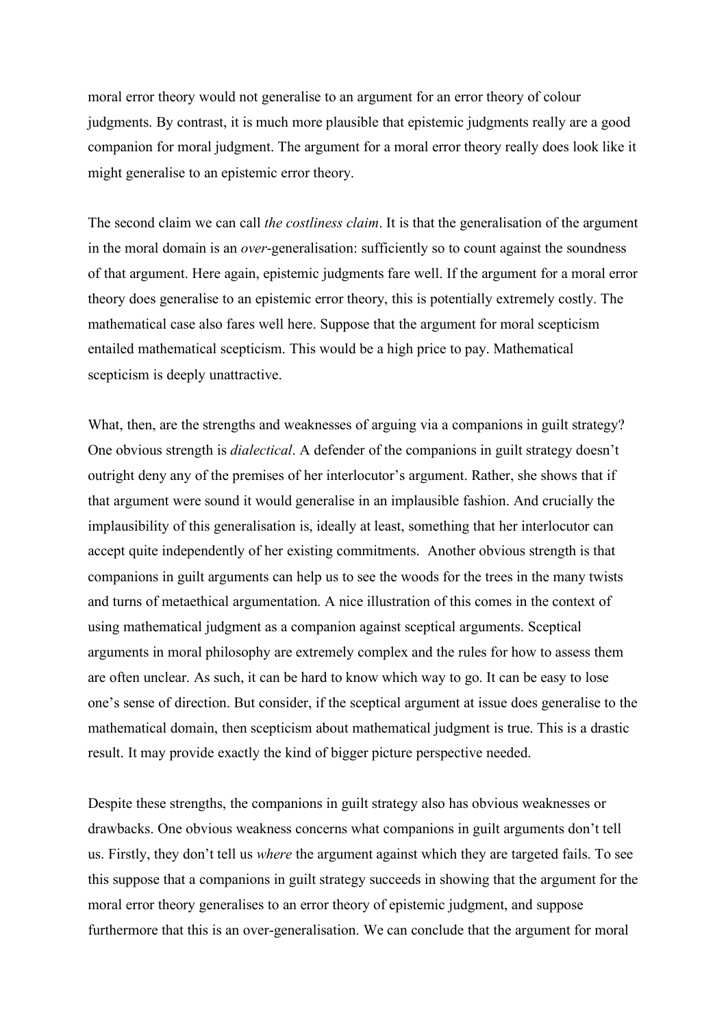moral error theory would not generalise to an argument for an error theory of colour judgments. By contrast, it is much more plausible that epistemic judgments really are a good companion for moral judgment. The argument for a moral error theory really does look like it might generalise to an epistemic error theory.

The second claim we can call *the costliness claim*. It is that the generalisation of the argument in the moral domain is an *over*-generalisation: sufficiently so to count against the soundness of that argument. Here again, epistemic judgments fare well. If the argument for a moral error theory does generalise to an epistemic error theory, this is potentially extremely costly. The mathematical case also fares well here. Suppose that the argument for moral scepticism entailed mathematical scepticism. This would be a high price to pay. Mathematical scepticism is deeply unattractive.

What, then, are the strengths and weaknesses of arguing via a companions in guilt strategy? One obvious strength is *dialectical*. A defender of the companions in guilt strategy doesn't outright deny any of the premises of her interlocutor's argument. Rather, she shows that if that argument were sound it would generalise in an implausible fashion. And crucially the implausibility of this generalisation is, ideally at least, something that her interlocutor can accept quite independently of her existing commitments. Another obvious strength is that companions in guilt arguments can help us to see the woods for the trees in the many twists and turns of metaethical argumentation. A nice illustration of this comes in the context of using mathematical judgment as a companion against sceptical arguments. Sceptical arguments in moral philosophy are extremely complex and the rules for how to assess them are often unclear. As such, it can be hard to know which way to go. It can be easy to lose one's sense of direction. But consider, if the sceptical argument at issue does generalise to the mathematical domain, then scepticism about mathematical judgment is true. This is a drastic result. It may provide exactly the kind of bigger picture perspective needed.

Despite these strengths, the companions in guilt strategy also has obvious weaknesses or drawbacks. One obvious weakness concerns what companions in guilt arguments don't tell us. Firstly, they don't tell us *where* the argument against which they are targeted fails. To see this suppose that a companions in guilt strategy succeeds in showing that the argument for the moral error theory generalises to an error theory of epistemic judgment, and suppose furthermore that this is an over-generalisation. We can conclude that the argument for moral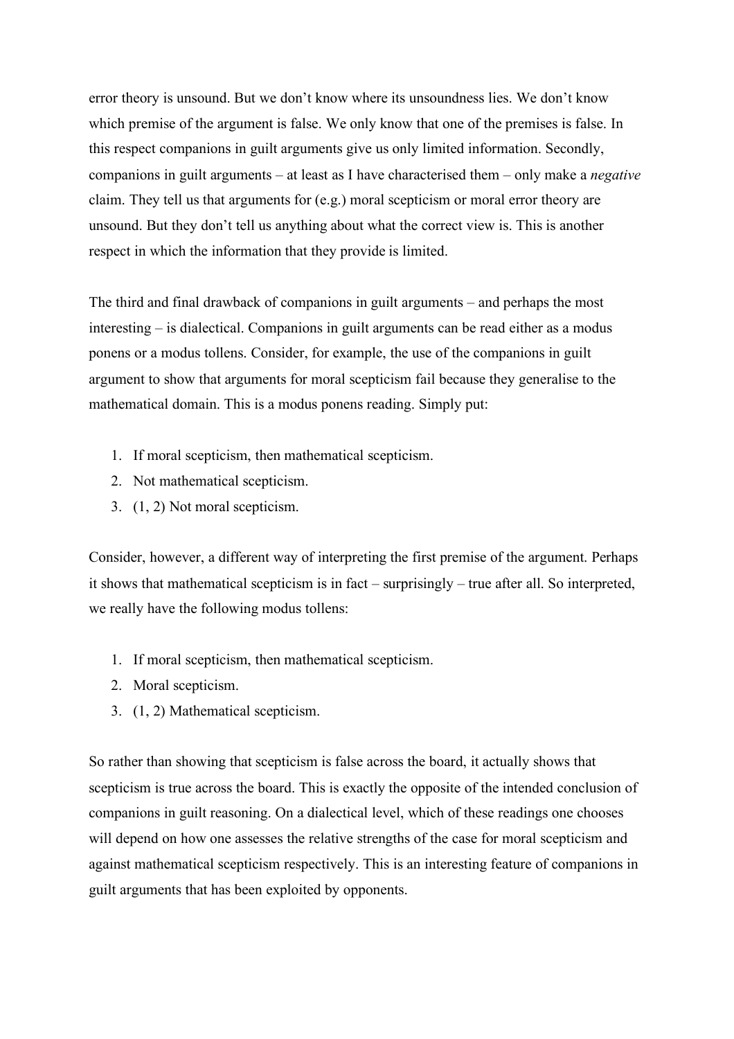error theory is unsound. But we don't know where its unsoundness lies. We don't know which premise of the argument is false. We only know that one of the premises is false. In this respect companions in guilt arguments give us only limited information. Secondly, companions in guilt arguments – at least as I have characterised them – only make a *negative* claim. They tell us that arguments for (e.g.) moral scepticism or moral error theory are unsound. But they don't tell us anything about what the correct view is. This is another respect in which the information that they provide is limited.

The third and final drawback of companions in guilt arguments – and perhaps the most interesting – is dialectical. Companions in guilt arguments can be read either as a modus ponens or a modus tollens. Consider, for example, the use of the companions in guilt argument to show that arguments for moral scepticism fail because they generalise to the mathematical domain. This is a modus ponens reading. Simply put:

1. If moral scepticism, then mathematical scepticism.
2. Not mathematical scepticism.
3. (1, 2) Not moral scepticism.

Consider, however, a different way of interpreting the first premise of the argument. Perhaps it shows that mathematical scepticism is in fact – surprisingly – true after all. So interpreted, we really have the following modus tollens:

1. If moral scepticism, then mathematical scepticism.
2. Moral scepticism.
3. (1, 2) Mathematical scepticism.

So rather than showing that scepticism is false across the board, it actually shows that scepticism is true across the board. This is exactly the opposite of the intended conclusion of companions in guilt reasoning. On a dialectical level, which of these readings one chooses will depend on how one assesses the relative strengths of the case for moral scepticism and against mathematical scepticism respectively. This is an interesting feature of companions in guilt arguments that has been exploited by opponents.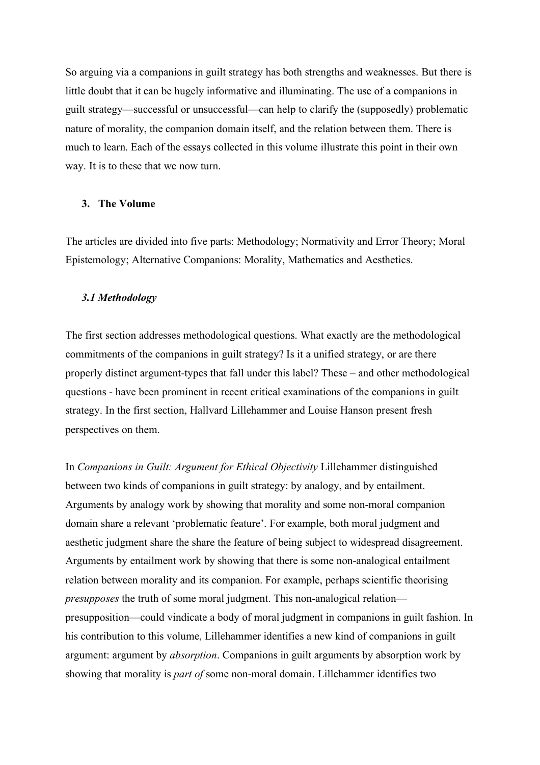So arguing via a companions in guilt strategy has both strengths and weaknesses. But there is little doubt that it can be hugely informative and illuminating. The use of a companions in guilt strategy—successful or unsuccessful—can help to clarify the (supposedly) problematic nature of morality, the companion domain itself, and the relation between them. There is much to learn. Each of the essays collected in this volume illustrate this point in their own way. It is to these that we now turn.

## 3. The Volume

The articles are divided into five parts: Methodology; Normativity and Error Theory; Moral Epistemology; Alternative Companions: Morality, Mathematics and Aesthetics.

### *3.1 Methodology*

The first section addresses methodological questions. What exactly are the methodological commitments of the companions in guilt strategy? Is it a unified strategy, or are there properly distinct argument-types that fall under this label? These – and other methodological questions - have been prominent in recent critical examinations of the companions in guilt strategy. In the first section, Hallvard Lillehammer and Louise Hanson present fresh perspectives on them.

In *Companions in Guilt: Argument for Ethical Objectivity* Lillehammer distinguished between two kinds of companions in guilt strategy: by analogy, and by entailment. Arguments by analogy work by showing that morality and some non-moral companion domain share a relevant 'problematic feature'. For example, both moral judgment and aesthetic judgment share the share the feature of being subject to widespread disagreement. Arguments by entailment work by showing that there is some non-analogical entailment relation between morality and its companion. For example, perhaps scientific theorising *presupposes* the truth of some moral judgment. This non-analogical relation—presupposition—could vindicate a body of moral judgment in companions in guilt fashion. In his contribution to this volume, Lillehammer identifies a new kind of companions in guilt argument: argument by *absorption*. Companions in guilt arguments by absorption work by showing that morality is *part of* some non-moral domain. Lillehammer identifies two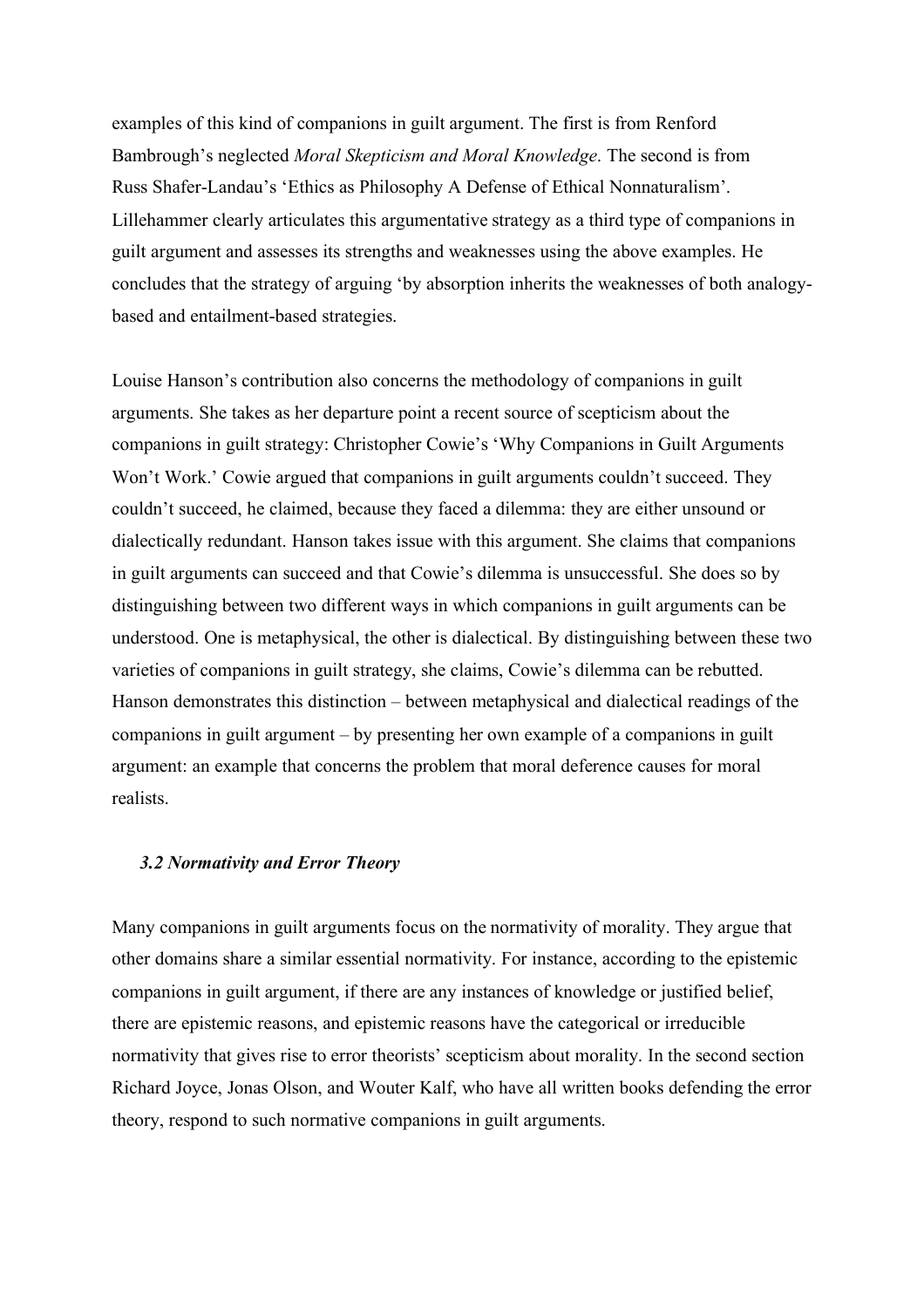examples of this kind of companions in guilt argument. The first is from Renford Bambrough's neglected *Moral Skepticism and Moral Knowledge*. The second is from Russ Shafer-Landau's 'Ethics as Philosophy A Defense of Ethical Nonnaturalism'. Lillehammer clearly articulates this argumentative strategy as a third type of companions in guilt argument and assesses its strengths and weaknesses using the above examples. He concludes that the strategy of arguing 'by absorption inherits the weaknesses of both analogy-based and entailment-based strategies.

Louise Hanson's contribution also concerns the methodology of companions in guilt arguments. She takes as her departure point a recent source of scepticism about the companions in guilt strategy: Christopher Cowie's 'Why Companions in Guilt Arguments Won't Work.' Cowie argued that companions in guilt arguments couldn't succeed. They couldn't succeed, he claimed, because they faced a dilemma: they are either unsound or dialectically redundant. Hanson takes issue with this argument. She claims that companions in guilt arguments can succeed and that Cowie's dilemma is unsuccessful. She does so by distinguishing between two different ways in which companions in guilt arguments can be understood. One is metaphysical, the other is dialectical. By distinguishing between these two varieties of companions in guilt strategy, she claims, Cowie's dilemma can be rebutted. Hanson demonstrates this distinction – between metaphysical and dialectical readings of the companions in guilt argument – by presenting her own example of a companions in guilt argument: an example that concerns the problem that moral deference causes for moral realists.

### *3.2 Normativity and Error Theory*

Many companions in guilt arguments focus on the normativity of morality. They argue that other domains share a similar essential normativity. For instance, according to the epistemic companions in guilt argument, if there are any instances of knowledge or justified belief, there are epistemic reasons, and epistemic reasons have the categorical or irreducible normativity that gives rise to error theorists' scepticism about morality. In the second section Richard Joyce, Jonas Olson, and Wouter Kalf, who have all written books defending the error theory, respond to such normative companions in guilt arguments.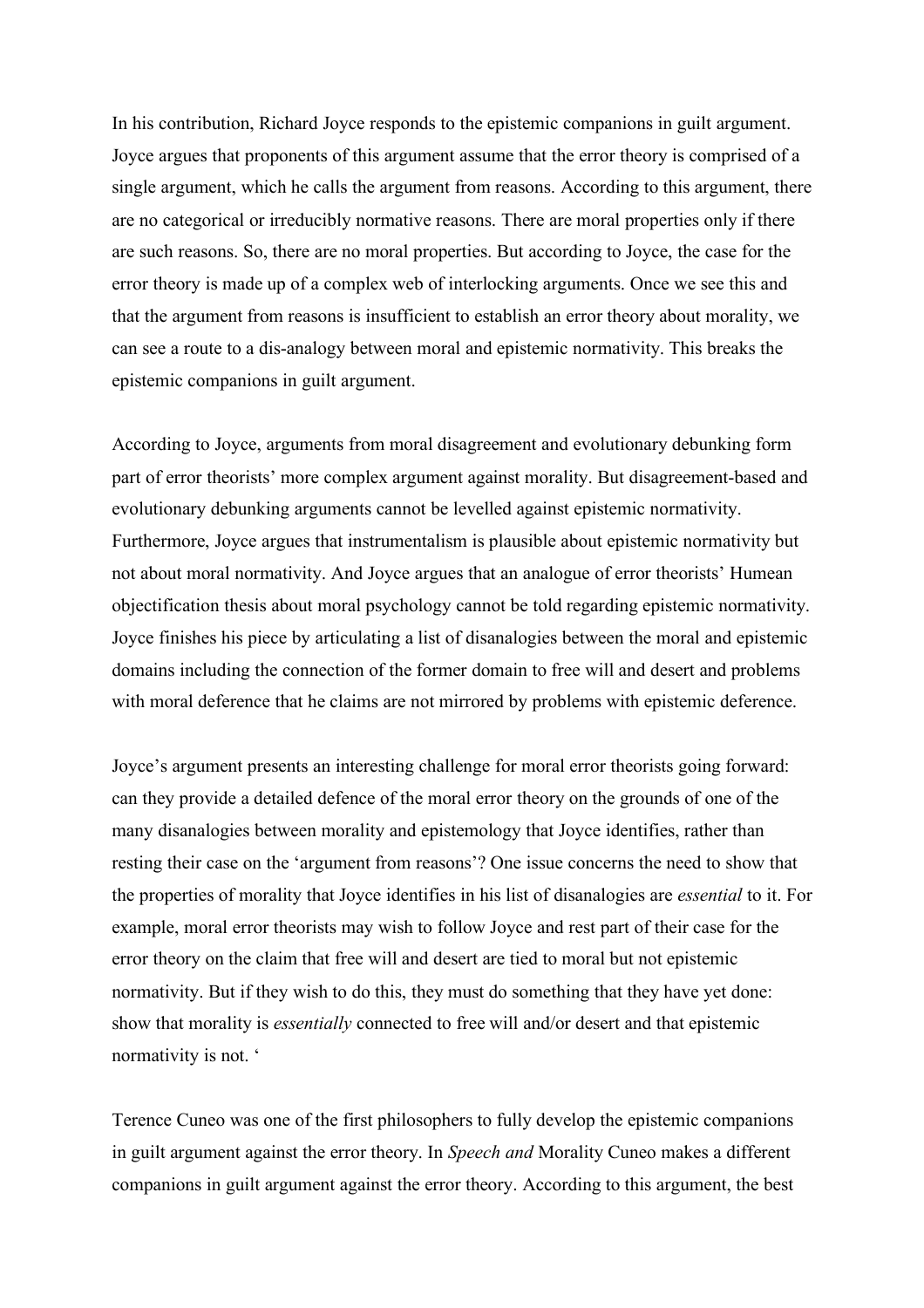In his contribution, Richard Joyce responds to the epistemic companions in guilt argument. Joyce argues that proponents of this argument assume that the error theory is comprised of a single argument, which he calls the argument from reasons. According to this argument, there are no categorical or irreducibly normative reasons. There are moral properties only if there are such reasons. So, there are no moral properties. But according to Joyce, the case for the error theory is made up of a complex web of interlocking arguments. Once we see this and that the argument from reasons is insufficient to establish an error theory about morality, we can see a route to a dis-analogy between moral and epistemic normativity. This breaks the epistemic companions in guilt argument.

According to Joyce, arguments from moral disagreement and evolutionary debunking form part of error theorists' more complex argument against morality. But disagreement-based and evolutionary debunking arguments cannot be levelled against epistemic normativity. Furthermore, Joyce argues that instrumentalism is plausible about epistemic normativity but not about moral normativity. And Joyce argues that an analogue of error theorists' Humean objectification thesis about moral psychology cannot be told regarding epistemic normativity. Joyce finishes his piece by articulating a list of disanalogies between the moral and epistemic domains including the connection of the former domain to free will and desert and problems with moral deference that he claims are not mirrored by problems with epistemic deference.

Joyce's argument presents an interesting challenge for moral error theorists going forward: can they provide a detailed defence of the moral error theory on the grounds of one of the many disanalogies between morality and epistemology that Joyce identifies, rather than resting their case on the 'argument from reasons'? One issue concerns the need to show that the properties of morality that Joyce identifies in his list of disanalogies are *essential* to it. For example, moral error theorists may wish to follow Joyce and rest part of their case for the error theory on the claim that free will and desert are tied to moral but not epistemic normativity. But if they wish to do this, they must do something that they have yet done: show that morality is *essentially* connected to free will and/or desert and that epistemic normativity is not. '

Terence Cuneo was one of the first philosophers to fully develop the epistemic companions in guilt argument against the error theory. In *Speech and* Morality Cuneo makes a different companions in guilt argument against the error theory. According to this argument, the best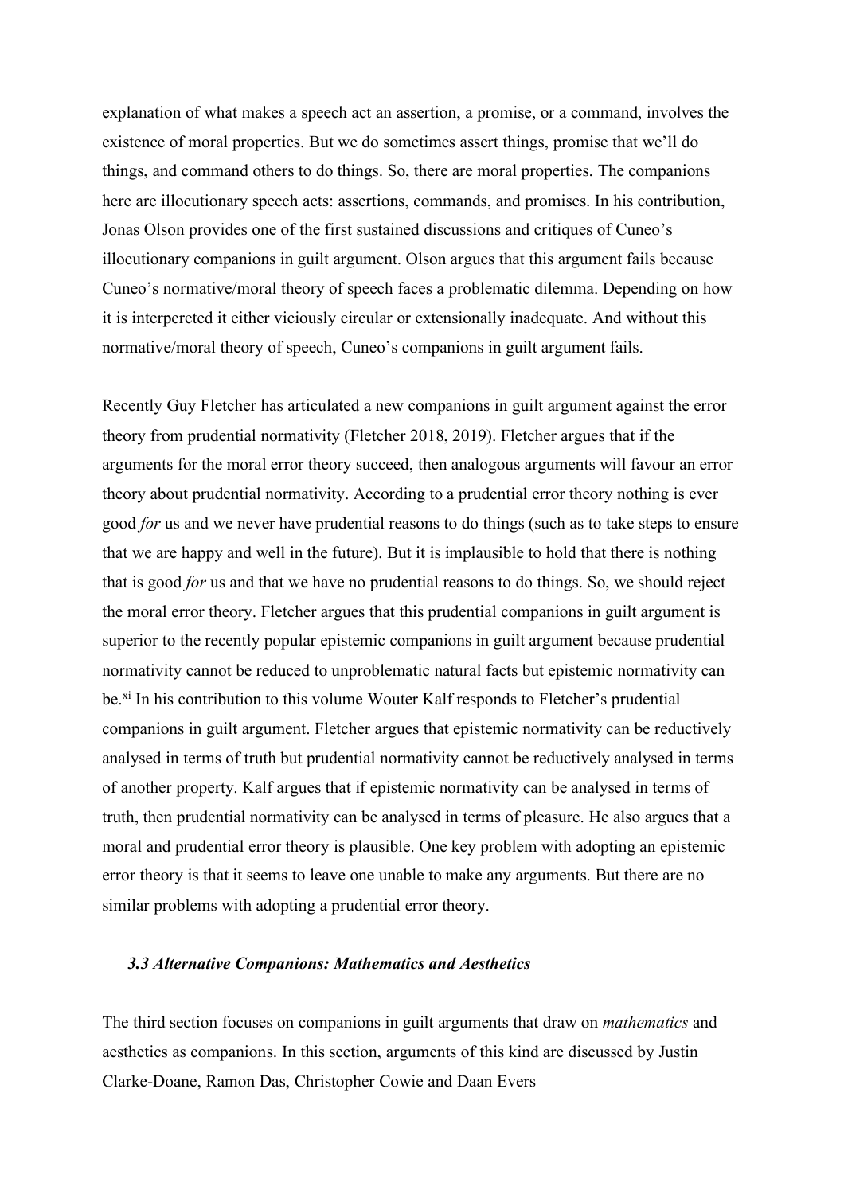explanation of what makes a speech act an assertion, a promise, or a command, involves the existence of moral properties. But we do sometimes assert things, promise that we'll do things, and command others to do things. So, there are moral properties. The companions here are illocutionary speech acts: assertions, commands, and promises. In his contribution, Jonas Olson provides one of the first sustained discussions and critiques of Cuneo's illocutionary companions in guilt argument. Olson argues that this argument fails because Cuneo's normative/moral theory of speech faces a problematic dilemma. Depending on how it is interpereted it either viciously circular or extensionally inadequate. And without this normative/moral theory of speech, Cuneo's companions in guilt argument fails.

Recently Guy Fletcher has articulated a new companions in guilt argument against the error theory from prudential normativity (Fletcher 2018, 2019). Fletcher argues that if the arguments for the moral error theory succeed, then analogous arguments will favour an error theory about prudential normativity. According to a prudential error theory nothing is ever good *for* us and we never have prudential reasons to do things (such as to take steps to ensure that we are happy and well in the future). But it is implausible to hold that there is nothing that is good *for* us and that we have no prudential reasons to do things. So, we should reject the moral error theory. Fletcher argues that this prudential companions in guilt argument is superior to the recently popular epistemic companions in guilt argument because prudential normativity cannot be reduced to unproblematic natural facts but epistemic normativity can be.[xi] In his contribution to this volume Wouter Kalf responds to Fletcher's prudential companions in guilt argument. Fletcher argues that epistemic normativity can be reductively analysed in terms of truth but prudential normativity cannot be reductively analysed in terms of another property. Kalf argues that if epistemic normativity can be analysed in terms of truth, then prudential normativity can be analysed in terms of pleasure. He also argues that a moral and prudential error theory is plausible. One key problem with adopting an epistemic error theory is that it seems to leave one unable to make any arguments. But there are no similar problems with adopting a prudential error theory.

### *3.3 Alternative Companions: Mathematics and Aesthetics*

The third section focuses on companions in guilt arguments that draw on *mathematics* and aesthetics as companions. In this section, arguments of this kind are discussed by Justin Clarke-Doane, Ramon Das, Christopher Cowie and Daan Evers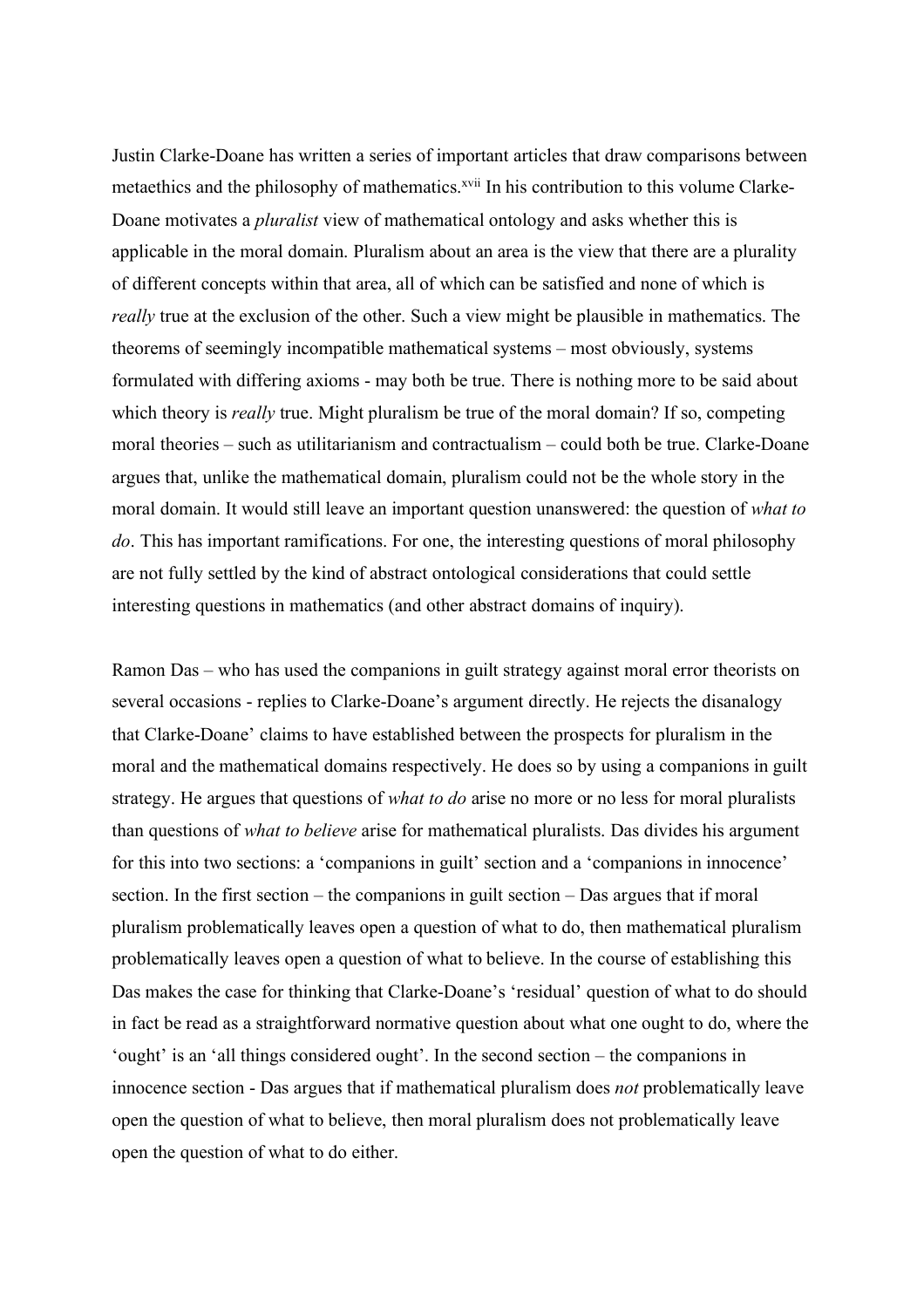Justin Clarke-Doane has written a series of important articles that draw comparisons between metaethics and the philosophy of mathematics.[xvii] In his contribution to this volume Clarke-Doane motivates a *pluralist* view of mathematical ontology and asks whether this is applicable in the moral domain. Pluralism about an area is the view that there are a plurality of different concepts within that area, all of which can be satisfied and none of which is *really* true at the exclusion of the other. Such a view might be plausible in mathematics. The theorems of seemingly incompatible mathematical systems – most obviously, systems formulated with differing axioms - may both be true. There is nothing more to be said about which theory is *really* true. Might pluralism be true of the moral domain? If so, competing moral theories – such as utilitarianism and contractualism – could both be true. Clarke-Doane argues that, unlike the mathematical domain, pluralism could not be the whole story in the moral domain. It would still leave an important question unanswered: the question of *what to do*. This has important ramifications. For one, the interesting questions of moral philosophy are not fully settled by the kind of abstract ontological considerations that could settle interesting questions in mathematics (and other abstract domains of inquiry).

Ramon Das – who has used the companions in guilt strategy against moral error theorists on several occasions - replies to Clarke-Doane's argument directly. He rejects the disanalogy that Clarke-Doane' claims to have established between the prospects for pluralism in the moral and the mathematical domains respectively. He does so by using a companions in guilt strategy. He argues that questions of *what to do* arise no more or no less for moral pluralists than questions of *what to believe* arise for mathematical pluralists. Das divides his argument for this into two sections: a 'companions in guilt' section and a 'companions in innocence' section. In the first section – the companions in guilt section – Das argues that if moral pluralism problematically leaves open a question of what to do, then mathematical pluralism problematically leaves open a question of what to believe. In the course of establishing this Das makes the case for thinking that Clarke-Doane's 'residual' question of what to do should in fact be read as a straightforward normative question about what one ought to do, where the 'ought' is an 'all things considered ought'. In the second section – the companions in innocence section - Das argues that if mathematical pluralism does *not* problematically leave open the question of what to believe, then moral pluralism does not problematically leave open the question of what to do either.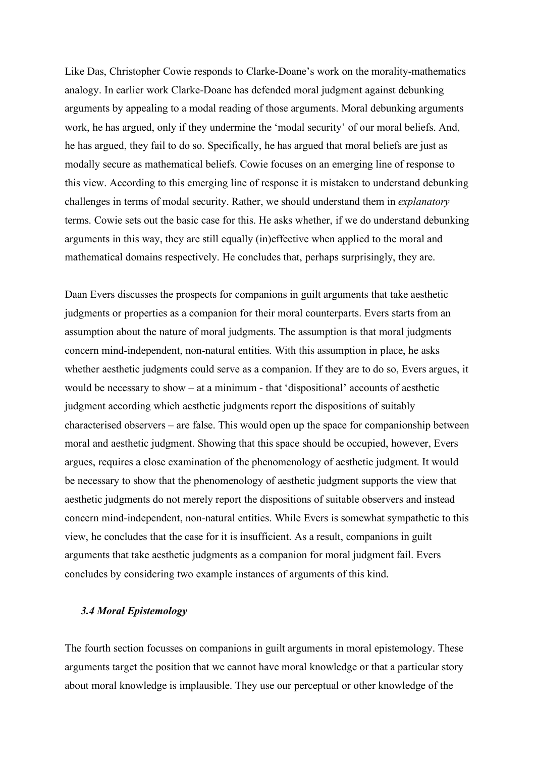Like Das, Christopher Cowie responds to Clarke-Doane's work on the morality-mathematics analogy. In earlier work Clarke-Doane has defended moral judgment against debunking arguments by appealing to a modal reading of those arguments. Moral debunking arguments work, he has argued, only if they undermine the 'modal security' of our moral beliefs. And, he has argued, they fail to do so. Specifically, he has argued that moral beliefs are just as modally secure as mathematical beliefs. Cowie focuses on an emerging line of response to this view. According to this emerging line of response it is mistaken to understand debunking challenges in terms of modal security. Rather, we should understand them in *explanatory* terms. Cowie sets out the basic case for this. He asks whether, if we do understand debunking arguments in this way, they are still equally (in)effective when applied to the moral and mathematical domains respectively. He concludes that, perhaps surprisingly, they are.

Daan Evers discusses the prospects for companions in guilt arguments that take aesthetic judgments or properties as a companion for their moral counterparts. Evers starts from an assumption about the nature of moral judgments. The assumption is that moral judgments concern mind-independent, non-natural entities. With this assumption in place, he asks whether aesthetic judgments could serve as a companion. If they are to do so, Evers argues, it would be necessary to show – at a minimum - that 'dispositional' accounts of aesthetic judgment according which aesthetic judgments report the dispositions of suitably characterised observers – are false. This would open up the space for companionship between moral and aesthetic judgment. Showing that this space should be occupied, however, Evers argues, requires a close examination of the phenomenology of aesthetic judgment. It would be necessary to show that the phenomenology of aesthetic judgment supports the view that aesthetic judgments do not merely report the dispositions of suitable observers and instead concern mind-independent, non-natural entities. While Evers is somewhat sympathetic to this view, he concludes that the case for it is insufficient. As a result, companions in guilt arguments that take aesthetic judgments as a companion for moral judgment fail. Evers concludes by considering two example instances of arguments of this kind.

### *3.4 Moral Epistemology*

The fourth section focusses on companions in guilt arguments in moral epistemology. These arguments target the position that we cannot have moral knowledge or that a particular story about moral knowledge is implausible. They use our perceptual or other knowledge of the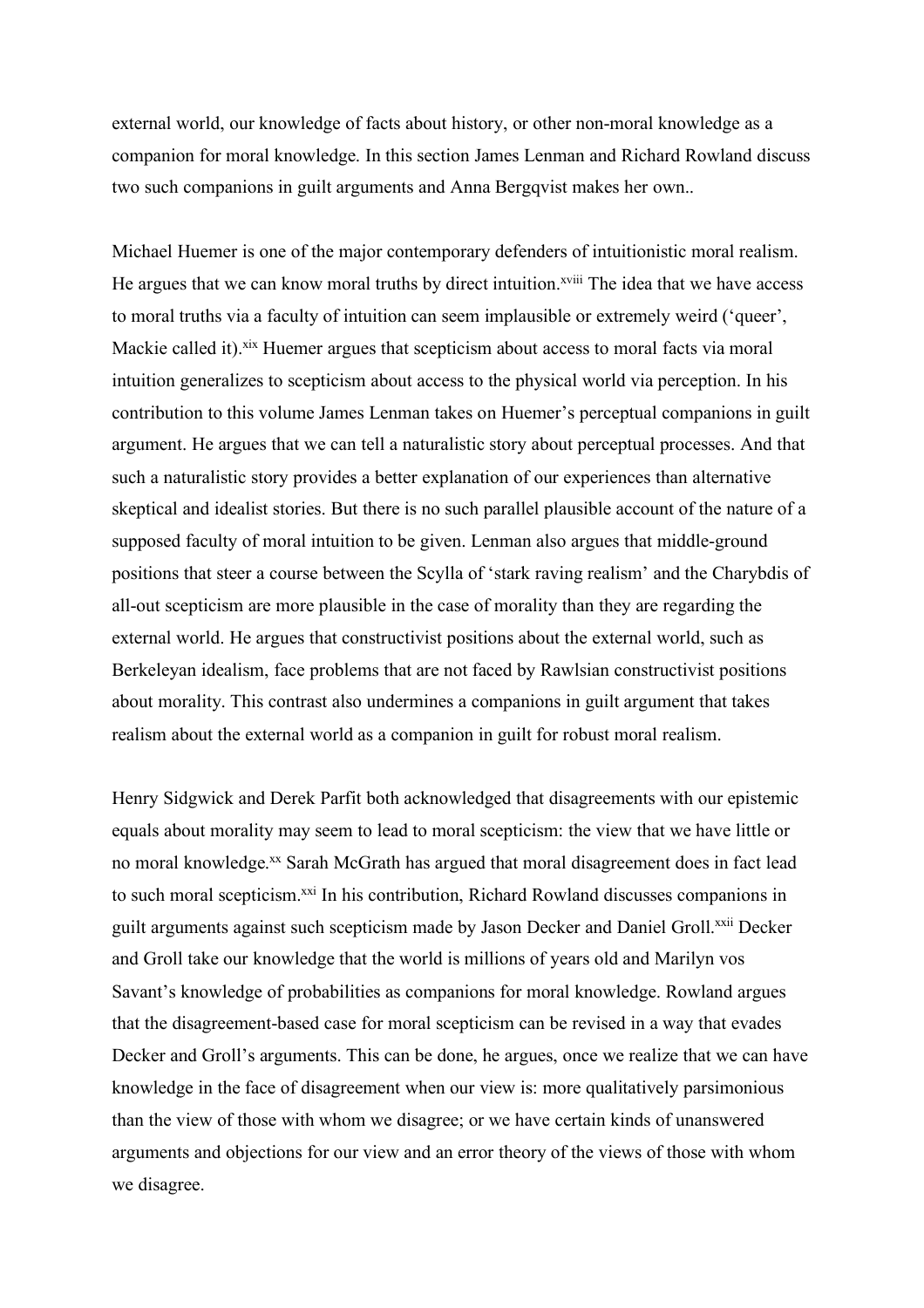external world, our knowledge of facts about history, or other non-moral knowledge as a companion for moral knowledge. In this section James Lenman and Richard Rowland discuss two such companions in guilt arguments and Anna Bergqvist makes her own..

Michael Huemer is one of the major contemporary defenders of intuitionistic moral realism. He argues that we can know moral truths by direct intuition.[xviii] The idea that we have access to moral truths via a faculty of intuition can seem implausible or extremely weird ('queer', Mackie called it).[xix] Huemer argues that scepticism about access to moral facts via moral intuition generalizes to scepticism about access to the physical world via perception. In his contribution to this volume James Lenman takes on Huemer's perceptual companions in guilt argument. He argues that we can tell a naturalistic story about perceptual processes. And that such a naturalistic story provides a better explanation of our experiences than alternative skeptical and idealist stories. But there is no such parallel plausible account of the nature of a supposed faculty of moral intuition to be given. Lenman also argues that middle-ground positions that steer a course between the Scylla of 'stark raving realism' and the Charybdis of all-out scepticism are more plausible in the case of morality than they are regarding the external world. He argues that constructivist positions about the external world, such as Berkeleyan idealism, face problems that are not faced by Rawlsian constructivist positions about morality. This contrast also undermines a companions in guilt argument that takes realism about the external world as a companion in guilt for robust moral realism.

Henry Sidgwick and Derek Parfit both acknowledged that disagreements with our epistemic equals about morality may seem to lead to moral scepticism: the view that we have little or no moral knowledge.[xx] Sarah McGrath has argued that moral disagreement does in fact lead to such moral scepticism.[xxi] In his contribution, Richard Rowland discusses companions in guilt arguments against such scepticism made by Jason Decker and Daniel Groll.[xxii] Decker and Groll take our knowledge that the world is millions of years old and Marilyn vos Savant's knowledge of probabilities as companions for moral knowledge. Rowland argues that the disagreement-based case for moral scepticism can be revised in a way that evades Decker and Groll's arguments. This can be done, he argues, once we realize that we can have knowledge in the face of disagreement when our view is: more qualitatively parsimonious than the view of those with whom we disagree; or we have certain kinds of unanswered arguments and objections for our view and an error theory of the views of those with whom we disagree.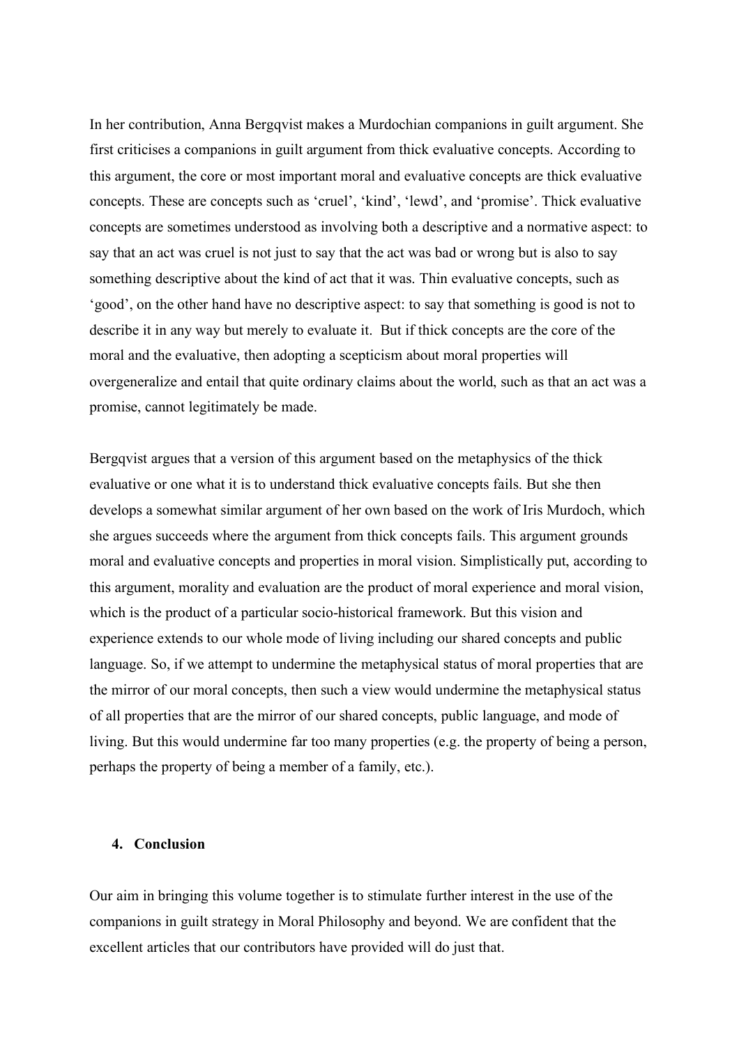In her contribution, Anna Bergqvist makes a Murdochian companions in guilt argument. She first criticises a companions in guilt argument from thick evaluative concepts. According to this argument, the core or most important moral and evaluative concepts are thick evaluative concepts. These are concepts such as 'cruel', 'kind', 'lewd', and 'promise'. Thick evaluative concepts are sometimes understood as involving both a descriptive and a normative aspect: to say that an act was cruel is not just to say that the act was bad or wrong but is also to say something descriptive about the kind of act that it was. Thin evaluative concepts, such as 'good', on the other hand have no descriptive aspect: to say that something is good is not to describe it in any way but merely to evaluate it. But if thick concepts are the core of the moral and the evaluative, then adopting a scepticism about moral properties will overgeneralize and entail that quite ordinary claims about the world, such as that an act was a promise, cannot legitimately be made.

Bergqvist argues that a version of this argument based on the metaphysics of the thick evaluative or one what it is to understand thick evaluative concepts fails. But she then develops a somewhat similar argument of her own based on the work of Iris Murdoch, which she argues succeeds where the argument from thick concepts fails. This argument grounds moral and evaluative concepts and properties in moral vision. Simplistically put, according to this argument, morality and evaluation are the product of moral experience and moral vision, which is the product of a particular socio-historical framework. But this vision and experience extends to our whole mode of living including our shared concepts and public language. So, if we attempt to undermine the metaphysical status of moral properties that are the mirror of our moral concepts, then such a view would undermine the metaphysical status of all properties that are the mirror of our shared concepts, public language, and mode of living. But this would undermine far too many properties (e.g. the property of being a person, perhaps the property of being a member of a family, etc.).

## 4. Conclusion

Our aim in bringing this volume together is to stimulate further interest in the use of the companions in guilt strategy in Moral Philosophy and beyond. We are confident that the excellent articles that our contributors have provided will do just that.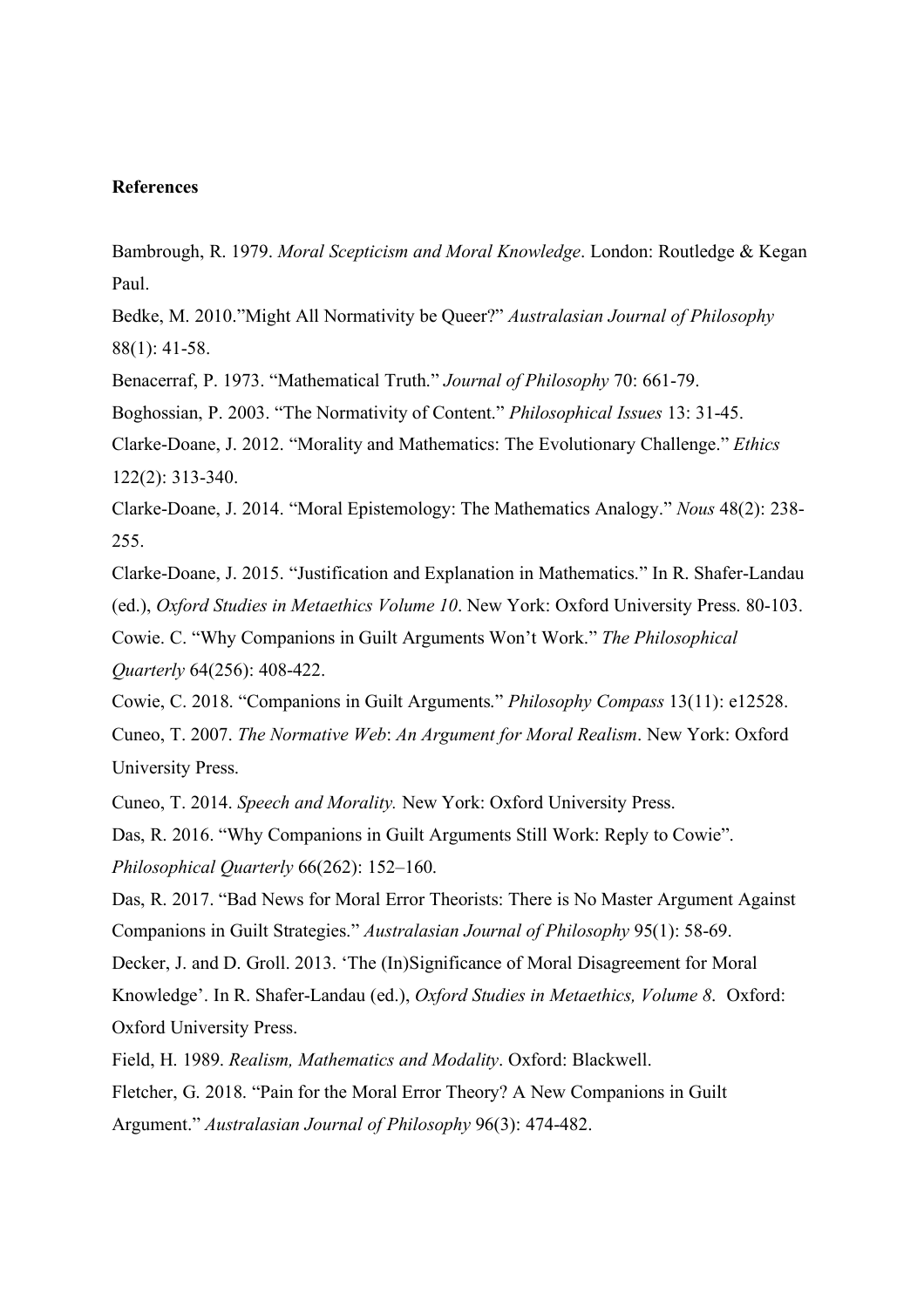**References**

Bambrough, R. 1979. *Moral Scepticism and Moral Knowledge*. London: Routledge & Kegan Paul.

Bedke, M. 2010."Might All Normativity be Queer?" *Australasian Journal of Philosophy* 88(1): 41-58.

Benacerraf, P. 1973. "Mathematical Truth." *Journal of Philosophy* 70: 661-79.

Boghossian, P. 2003. "The Normativity of Content." *Philosophical Issues* 13: 31-45.

Clarke-Doane, J. 2012. "Morality and Mathematics: The Evolutionary Challenge." *Ethics* 122(2): 313-340.

Clarke-Doane, J. 2014. "Moral Epistemology: The Mathematics Analogy." *Nous* 48(2): 238-255.

Clarke-Doane, J. 2015. "Justification and Explanation in Mathematics." In R. Shafer-Landau (ed.), *Oxford Studies in Metaethics Volume 10*. New York: Oxford University Press. 80-103.

Cowie. C. "Why Companions in Guilt Arguments Won't Work." *The Philosophical Quarterly* 64(256): 408-422.

Cowie, C. 2018. "Companions in Guilt Arguments." *Philosophy Compass* 13(11): e12528.

Cuneo, T. 2007. *The Normative Web*: *An Argument for Moral Realism*. New York: Oxford University Press.

Cuneo, T. 2014. *Speech and Morality.* New York: Oxford University Press.

Das, R. 2016. "Why Companions in Guilt Arguments Still Work: Reply to Cowie". *Philosophical Quarterly* 66(262): 152–160.

Das, R. 2017. "Bad News for Moral Error Theorists: There is No Master Argument Against Companions in Guilt Strategies." *Australasian Journal of Philosophy* 95(1): 58-69.

Decker, J. and D. Groll. 2013. 'The (In)Significance of Moral Disagreement for Moral Knowledge'. In R. Shafer-Landau (ed.), *Oxford Studies in Metaethics, Volume 8*. Oxford: Oxford University Press.

Field, H. 1989. *Realism, Mathematics and Modality*. Oxford: Blackwell.

Fletcher, G. 2018. "Pain for the Moral Error Theory? A New Companions in Guilt Argument." *Australasian Journal of Philosophy* 96(3): 474-482.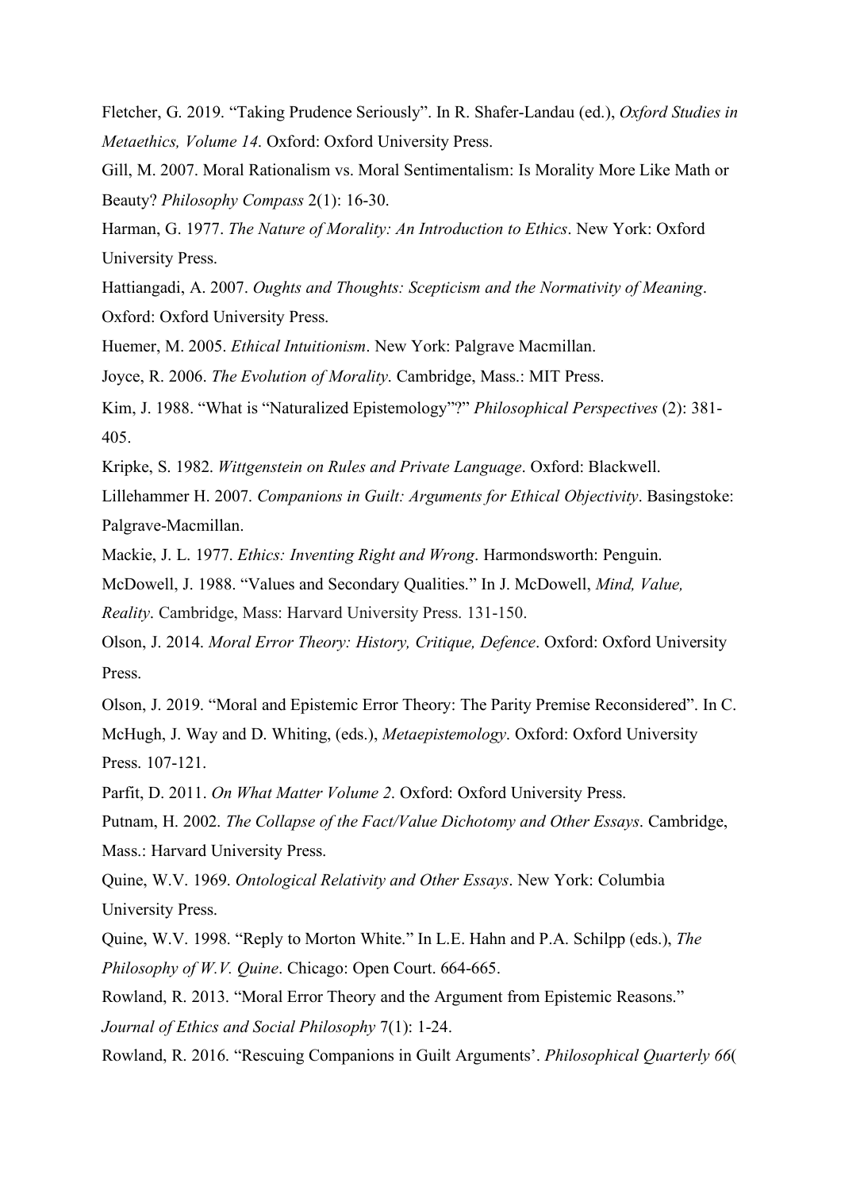Fletcher, G. 2019. "Taking Prudence Seriously". In R. Shafer-Landau (ed.), *Oxford Studies in Metaethics, Volume 14*. Oxford: Oxford University Press.

Gill, M. 2007. Moral Rationalism vs. Moral Sentimentalism: Is Morality More Like Math or Beauty? *Philosophy Compass* 2(1): 16-30.

Harman, G. 1977. *The Nature of Morality: An Introduction to Ethics*. New York: Oxford University Press.

Hattiangadi, A. 2007. *Oughts and Thoughts: Scepticism and the Normativity of Meaning*. Oxford: Oxford University Press.

Huemer, M. 2005. *Ethical Intuitionism*. New York: Palgrave Macmillan.

Joyce, R. 2006. *The Evolution of Morality*. Cambridge, Mass.: MIT Press.

Kim, J. 1988. "What is "Naturalized Epistemology"?" *Philosophical Perspectives* (2): 381-405.

Kripke, S. 1982. *Wittgenstein on Rules and Private Language*. Oxford: Blackwell.

Lillehammer H. 2007. *Companions in Guilt: Arguments for Ethical Objectivity*. Basingstoke: Palgrave-Macmillan.

Mackie, J. L. 1977. *Ethics: Inventing Right and Wrong*. Harmondsworth: Penguin.

McDowell, J. 1988. "Values and Secondary Qualities." In J. McDowell, *Mind, Value, Reality*. Cambridge, Mass: Harvard University Press. 131-150.

Olson, J. 2014. *Moral Error Theory: History, Critique, Defence*. Oxford: Oxford University Press.

Olson, J. 2019. "Moral and Epistemic Error Theory: The Parity Premise Reconsidered". In C. McHugh, J. Way and D. Whiting, (eds.), *Metaepistemology*. Oxford: Oxford University Press. 107-121.

Parfit, D. 2011. *On What Matter Volume 2*. Oxford: Oxford University Press.

Putnam, H. 2002. *The Collapse of the Fact/Value Dichotomy and Other Essays*. Cambridge, Mass.: Harvard University Press.

Quine, W.V. 1969. *Ontological Relativity and Other Essays*. New York: Columbia University Press.

Quine, W.V. 1998. "Reply to Morton White." In L.E. Hahn and P.A. Schilpp (eds.), *The Philosophy of W.V. Quine*. Chicago: Open Court. 664-665.

Rowland, R. 2013. "Moral Error Theory and the Argument from Epistemic Reasons." *Journal of Ethics and Social Philosophy* 7(1): 1-24.

Rowland, R. 2016. "Rescuing Companions in Guilt Arguments'. *Philosophical Quarterly 66*(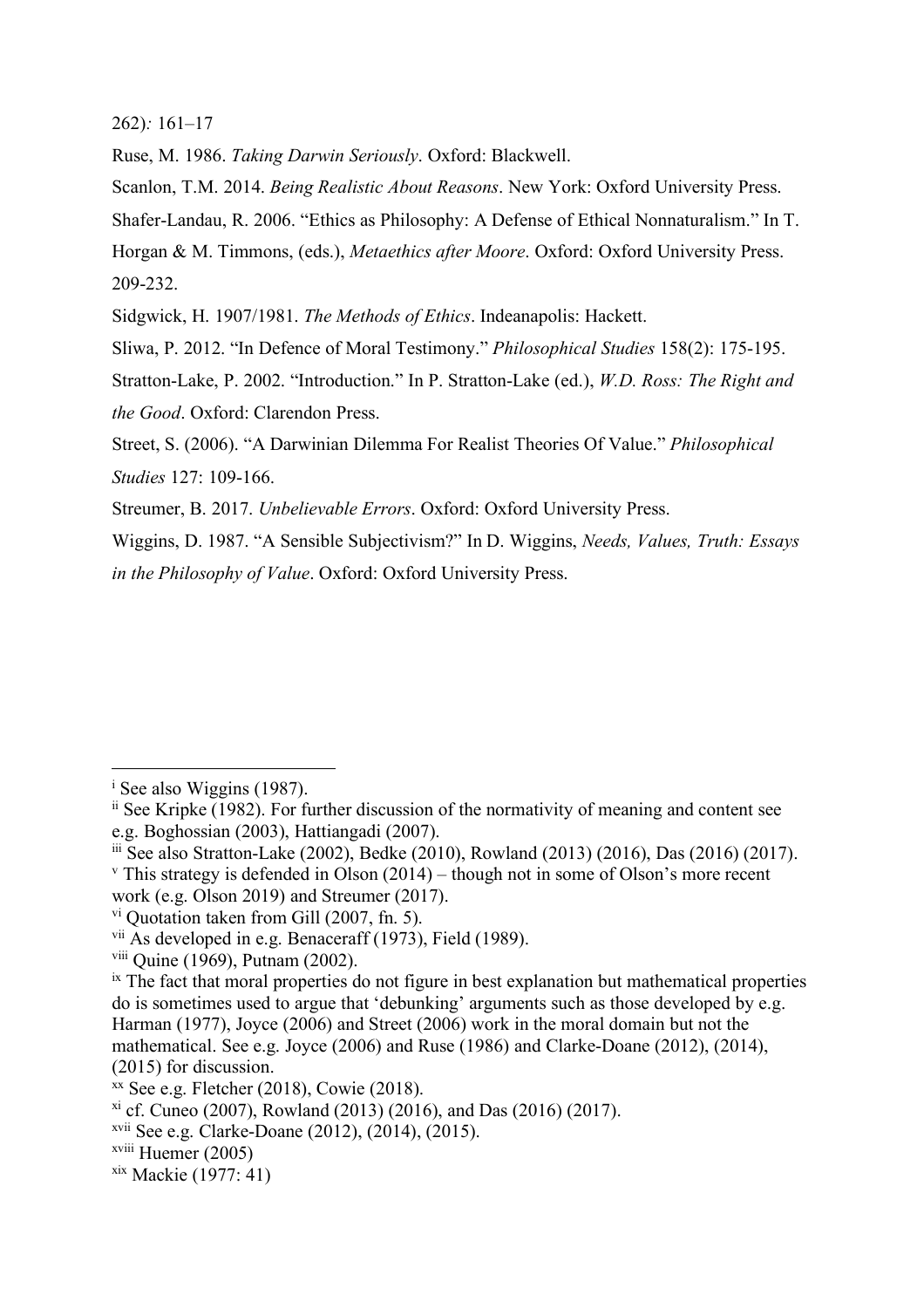262)*:* 161–17

Ruse, M. 1986. *Taking Darwin Seriously*. Oxford: Blackwell.

Scanlon, T.M. 2014. *Being Realistic About Reasons*. New York: Oxford University Press.

Shafer-Landau, R. 2006. "Ethics as Philosophy: A Defense of Ethical Nonnaturalism." In T. Horgan & M. Timmons, (eds.), *Metaethics after Moore*. Oxford: Oxford University Press. 209-232.

Sidgwick, H. 1907/1981. *The Methods of Ethics*. Indeanapolis: Hackett.

Sliwa, P. 2012. "In Defence of Moral Testimony." *Philosophical Studies* 158(2): 175-195.

Stratton-Lake, P. 2002. "Introduction." In P. Stratton-Lake (ed.), *W.D. Ross: The Right and the Good*. Oxford: Clarendon Press.

Street, S. (2006). "A Darwinian Dilemma For Realist Theories Of Value." *Philosophical Studies* 127: 109-166.

Streumer, B. 2017. *Unbelievable Errors*. Oxford: Oxford University Press.

Wiggins, D. 1987. "A Sensible Subjectivism?" In D. Wiggins, *Needs, Values, Truth: Essays in the Philosophy of Value*. Oxford: Oxford University Press.

---

[i] See also Wiggins (1987).

[ii] See Kripke (1982). For further discussion of the normativity of meaning and content see e.g. Boghossian (2003), Hattiangadi (2007).

[iii] See also Stratton-Lake (2002), Bedke (2010), Rowland (2013) (2016), Das (2016) (2017).

[v] This strategy is defended in Olson (2014) – though not in some of Olson's more recent work (e.g. Olson 2019) and Streumer (2017).

[vi] Quotation taken from Gill (2007, fn. 5).

[vii] As developed in e.g. Benaceraff (1973), Field (1989).

[viii] Quine (1969), Putnam (2002).

[ix] The fact that moral properties do not figure in best explanation but mathematical properties do is sometimes used to argue that 'debunking' arguments such as those developed by e.g. Harman (1977), Joyce (2006) and Street (2006) work in the moral domain but not the mathematical. See e.g. Joyce (2006) and Ruse (1986) and Clarke-Doane (2012), (2014), (2015) for discussion.

[xx] See e.g. Fletcher (2018), Cowie (2018).

[xi] cf. Cuneo (2007), Rowland (2013) (2016), and Das (2016) (2017).

[xvii] See e.g. Clarke-Doane (2012), (2014), (2015).

[xviii] Huemer (2005)

[xix] Mackie (1977: 41)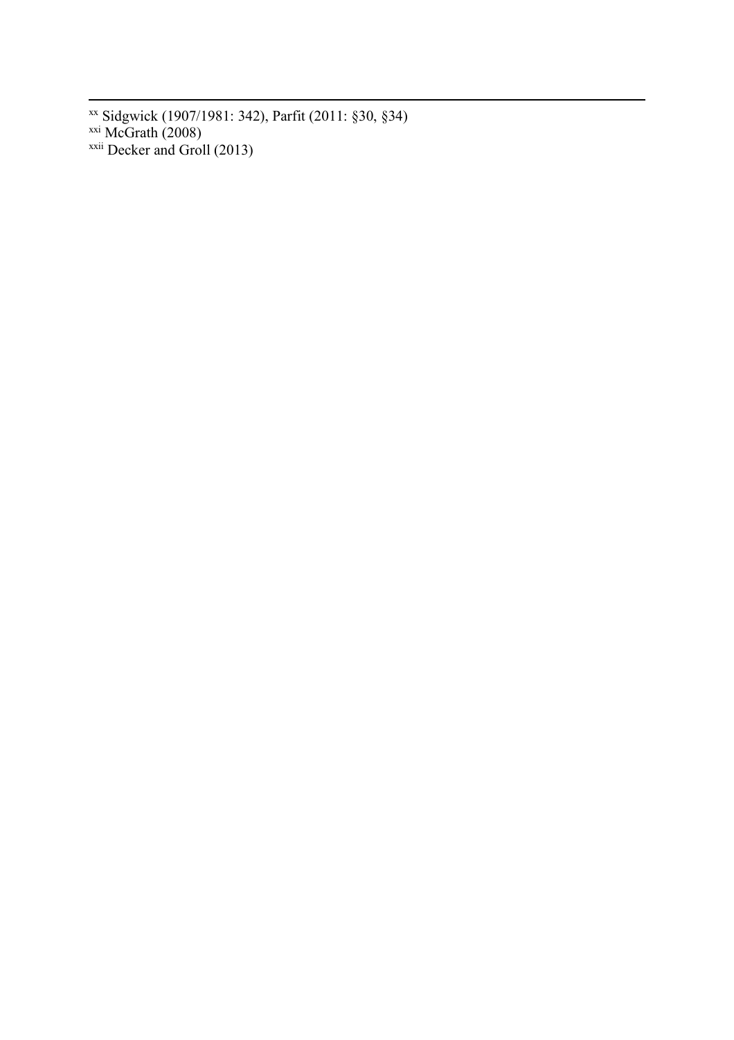[xx] Sidgwick (1907/1981: 342), Parfit (2011: §30, §34)

[xxi] McGrath (2008)

[xxii] Decker and Groll (2013)